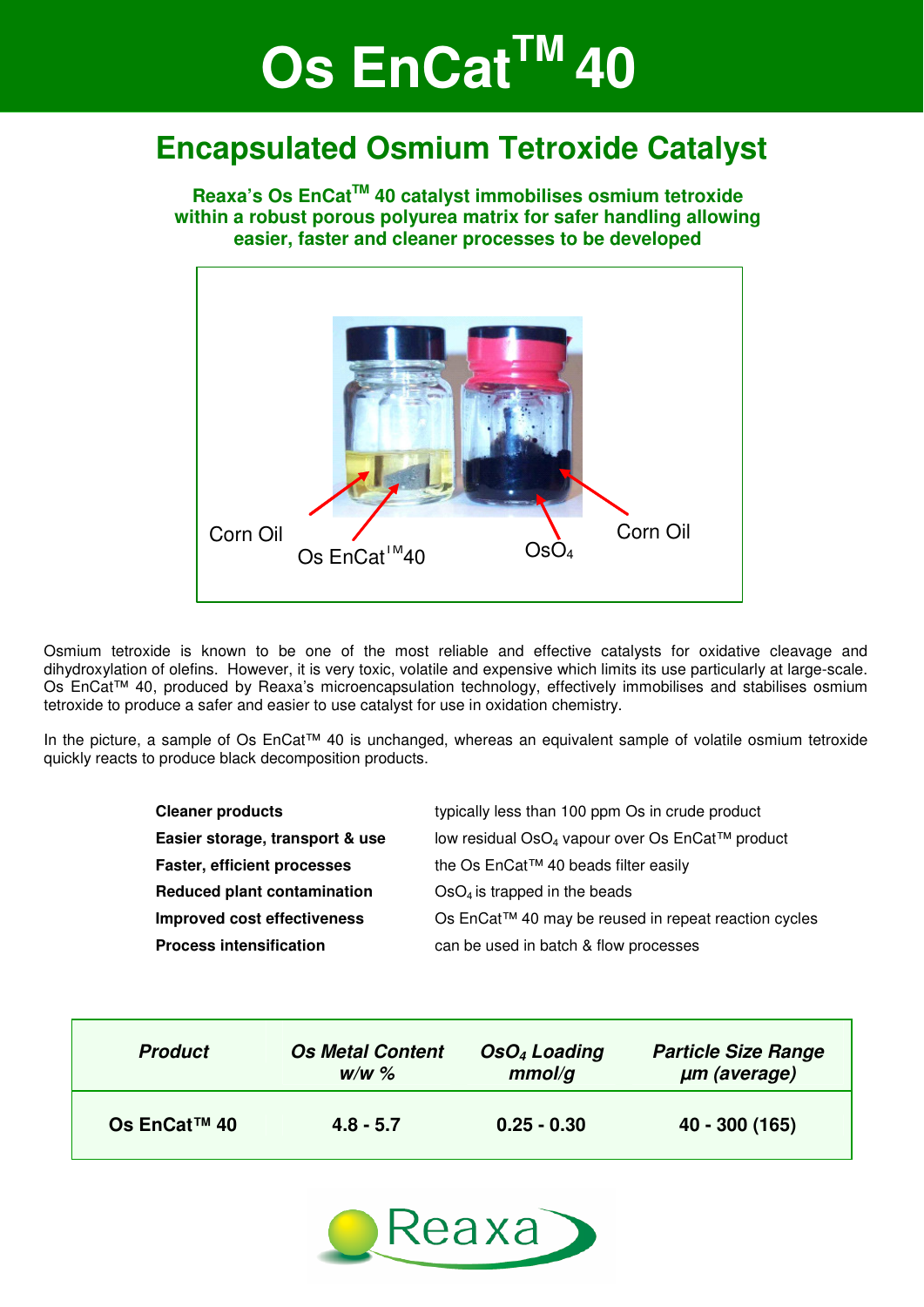# Os EnCat™ 40

## Encapsulated Osmium Tetroxide Catalyst

**Reaxa's Os EnCat™ 40 catalyst immobilises osmium tetroxide within a robust porous polyurea matrix for safer handling allowing easier, faster and cleaner processes to be developed**

Corn Oil | Os EnCat™40 | $OsO_4$ | Corn Oil

Osmium tetroxide is known to be one of the most reliable and effective catalysts for oxidative cleavage and dihydroxylation of olefins. However, it is very toxic, volatile and expensive which limits its use particularly at large-scale. Os EnCat™ 40, produced by Reaxa's microencapsulation technology, effectively immobilises and stabilises osmium tetroxide to produce a safer and easier to use catalyst for use in oxidation chemistry.

In the picture, a sample of Os EnCat™ 40 is unchanged, whereas an equivalent sample of volatile osmium tetroxide quickly reacts to produce black decomposition products.

| | |
|---|---|
| **Cleaner products** | typically less than 100 ppm Os in crude product |
| **Easier storage, transport & use** | low residual $OsO_4$ vapour over Os EnCat™ product |
| **Faster, efficient processes** | the Os EnCat™ 40 beads filter easily |
| **Reduced plant contamination** | $OsO_4$ is trapped in the beads |
| **Improved cost effectiveness** | Os EnCat™ 40 may be reused in repeat reaction cycles |
| **Process intensification** | can be used in batch & flow processes |

| ***Product*** | ***Os Metal Content w/w %*** | ***$OsO_4$ Loading mmol/g*** | ***Particle Size Range µm (average)*** |
|---|---|---|---|
| **Os EnCat™ 40** | **4.8 - 5.7** | **0.25 - 0.30** | **40 - 300 (165)** |

Reaxa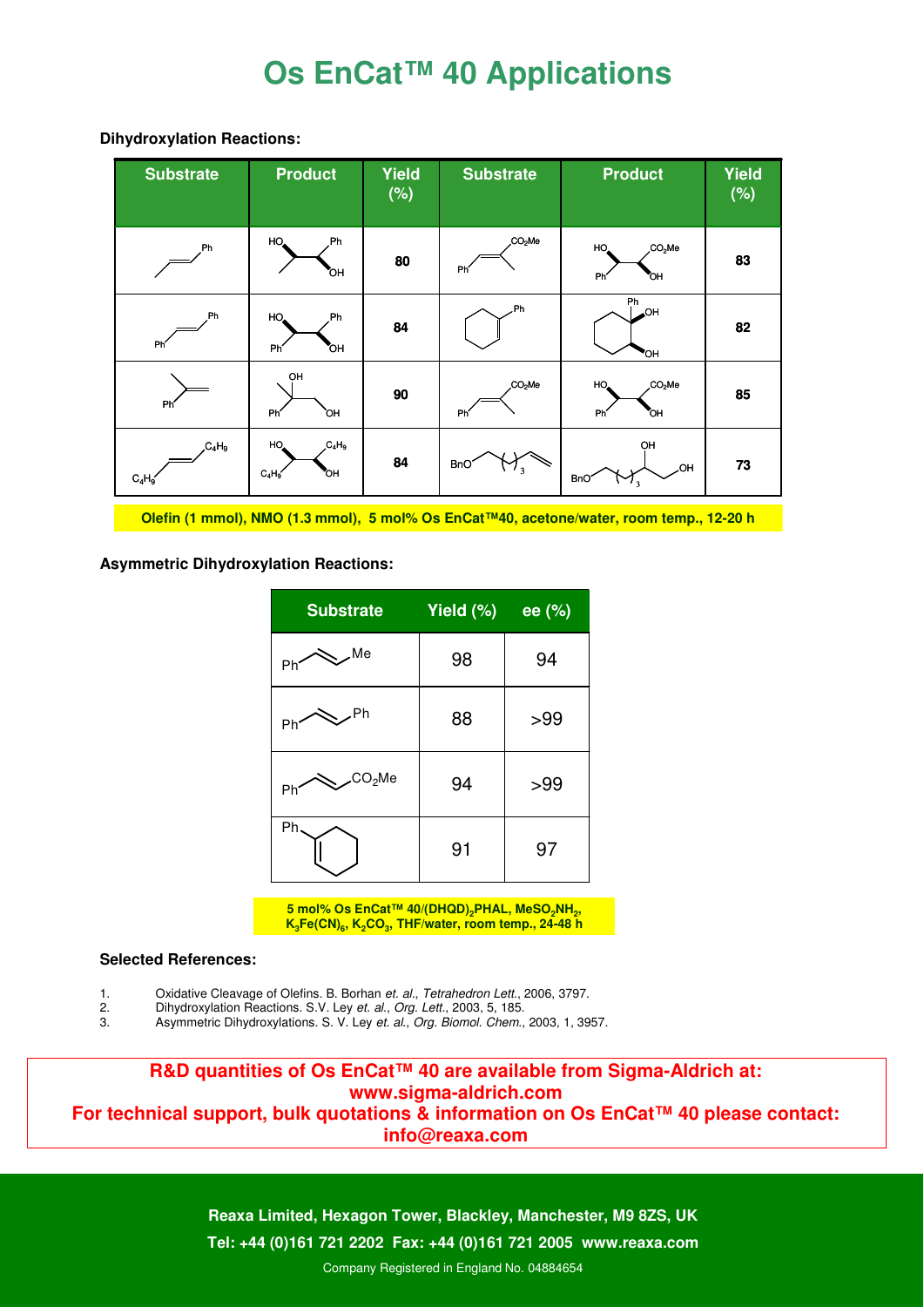# Os EnCat™ 40 Applications

**Dihydroxylation Reactions:**

| Substrate | Product | Yield (%) | Substrate | Product | Yield (%) |
|---|---|---|---|---|---|
| | | 80 | | | 83 |
| | | 84 | | | 82 |
| | | 90 | | | 85 |
| | | 84 | | | 73 |

**Olefin (1 mmol), NMO (1.3 mmol), 5 mol% Os EnCat™40, acetone/water, room temp., 12-20 h**

**Asymmetric Dihydroxylation Reactions:**

| Substrate | Yield (%) | ee (%) |
|---|---|---|
| Ph-CH=CH-Me | 98 | 94 |
| Ph-CH=CH-Ph | 88 | >99 |
| Ph-CH=CH-$CO_2$Me | 94 | >99 |
| 1-phenylcyclohexene | 91 | 97 |

**5 mol% Os EnCat™ 40/$(DHQD)_2$PHAL, $MeSO_2NH_2$, $K_3Fe(CN)_6$, $K_2CO_3$, THF/water, room temp., 24-48 h**

**Selected References:**

1. Oxidative Cleavage of Olefins. B. Borhan *et. al.*, *Tetrahedron Lett.*, 2006, 3797.
2. Dihydroxylation Reactions. S.V. Ley *et. al.*, *Org. Lett.*, 2003, 5, 185.
3. Asymmetric Dihydroxylations. S. V. Ley *et. al.*, *Org. Biomol. Chem.*, 2003, 1, 3957.

**R&D quantities of Os EnCat™ 40 are available from Sigma-Aldrich at: www.sigma-aldrich.com**
**For technical support, bulk quotations & information on Os EnCat™ 40 please contact: info@reaxa.com**

**Reaxa Limited, Hexagon Tower, Blackley, Manchester, M9 8ZS, UK**
**Tel: +44 (0)161 721 2202 Fax: +44 (0)161 721 2005 www.reaxa.com**
Company Registered in England No. 04884654